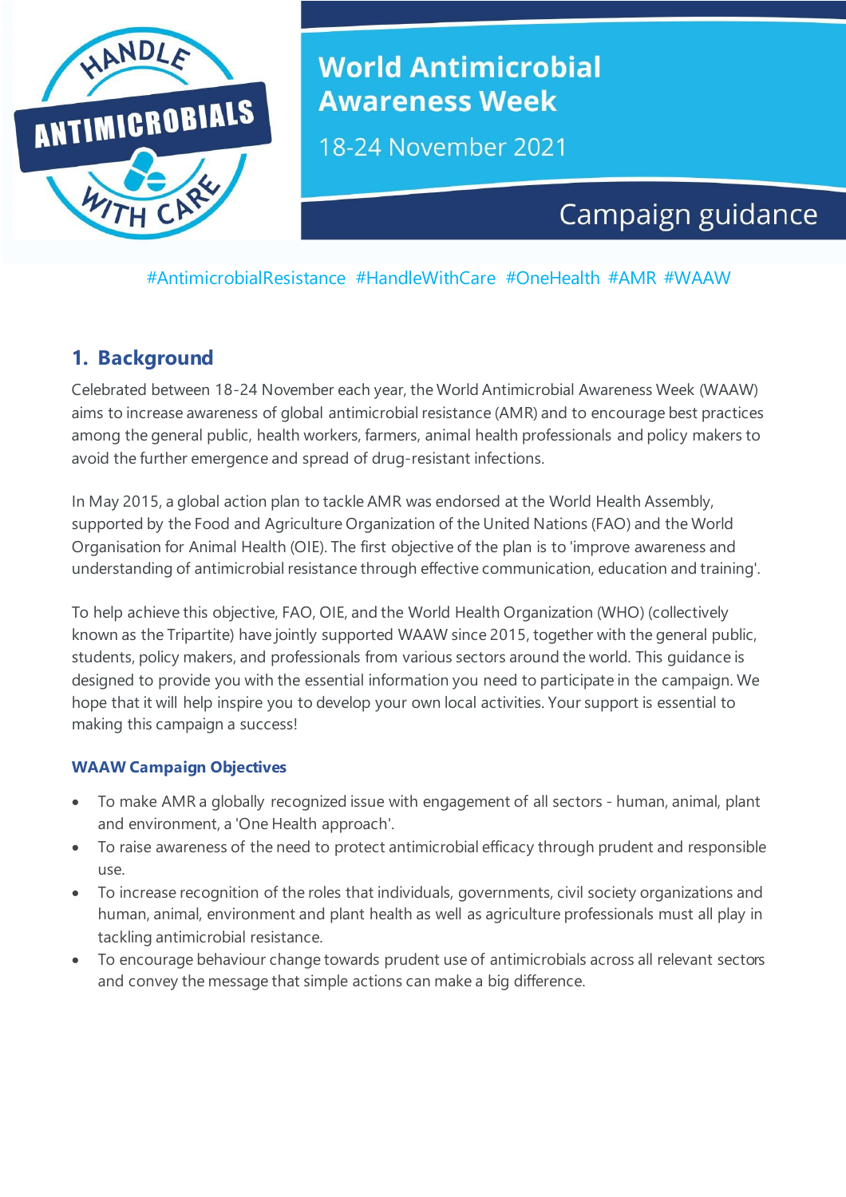HANDLE ANTIMICROBIALS WITH CARE

# World Antimicrobial Awareness Week

18-24 November 2021

Campaign guidance

#AntimicrobialResistance #HandleWithCare #OneHealth #AMR #WAAW

## 1. Background

Celebrated between 18-24 November each year, the World Antimicrobial Awareness Week (WAAW) aims to increase awareness of global antimicrobial resistance (AMR) and to encourage best practices among the general public, health workers, farmers, animal health professionals and policy makers to avoid the further emergence and spread of drug-resistant infections.

In May 2015, a global action plan to tackle AMR was endorsed at the World Health Assembly, supported by the Food and Agriculture Organization of the United Nations (FAO) and the World Organisation for Animal Health (OIE). The first objective of the plan is to 'improve awareness and understanding of antimicrobial resistance through effective communication, education and training'.

To help achieve this objective, FAO, OIE, and the World Health Organization (WHO) (collectively known as the Tripartite) have jointly supported WAAW since 2015, together with the general public, students, policy makers, and professionals from various sectors around the world. This guidance is designed to provide you with the essential information you need to participate in the campaign. We hope that it will help inspire you to develop your own local activities. Your support is essential to making this campaign a success!

### WAAW Campaign Objectives

- To make AMR a globally recognized issue with engagement of all sectors - human, animal, plant and environment, a 'One Health approach'.
- To raise awareness of the need to protect antimicrobial efficacy through prudent and responsible use.
- To increase recognition of the roles that individuals, governments, civil society organizations and human, animal, environment and plant health as well as agriculture professionals must all play in tackling antimicrobial resistance.
- To encourage behaviour change towards prudent use of antimicrobials across all relevant sectors and convey the message that simple actions can make a big difference.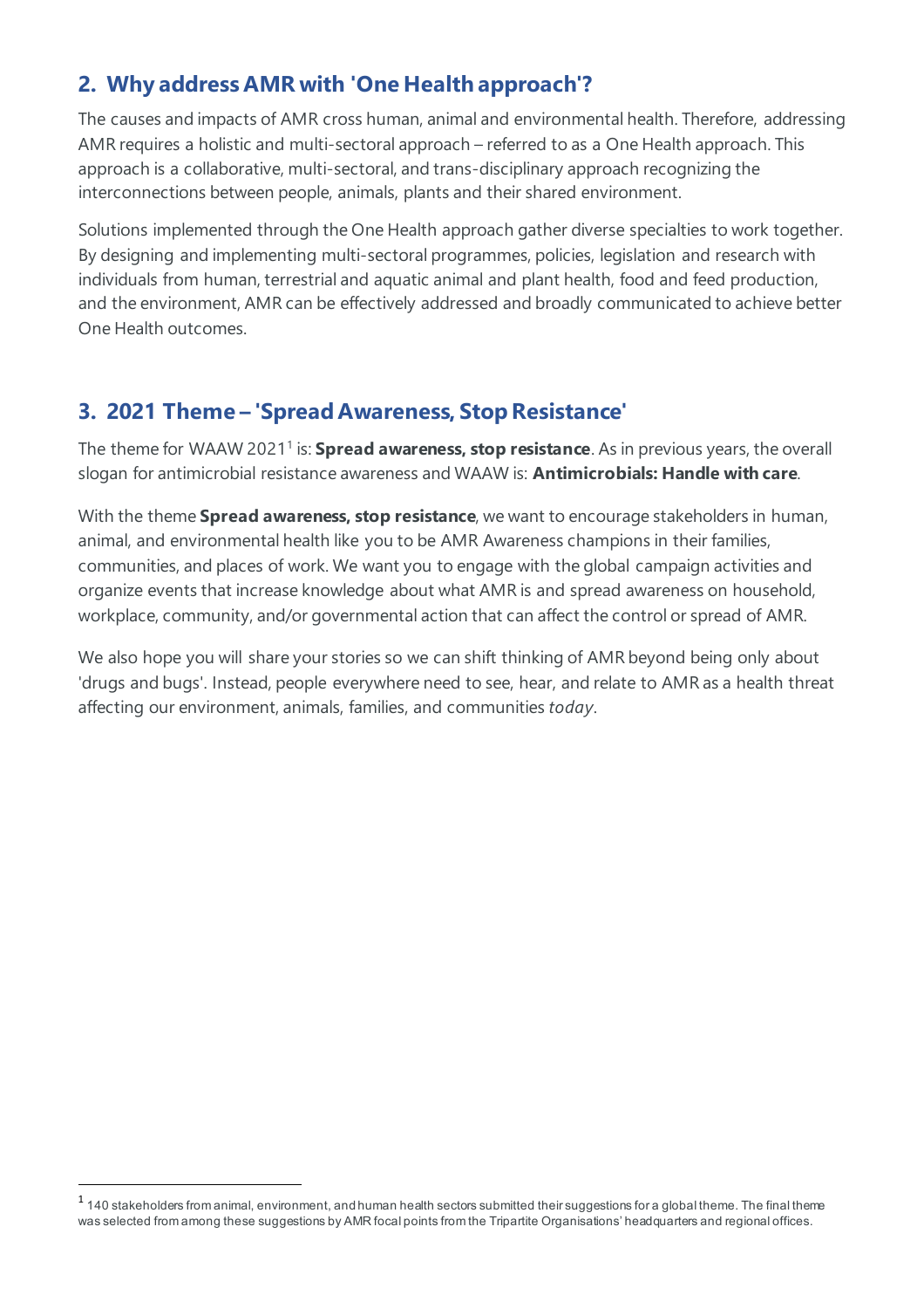## 2. Why address AMR with 'One Health approach'?

The causes and impacts of AMR cross human, animal and environmental health. Therefore, addressing AMR requires a holistic and multi-sectoral approach – referred to as a One Health approach. This approach is a collaborative, multi-sectoral, and trans-disciplinary approach recognizing the interconnections between people, animals, plants and their shared environment.

Solutions implemented through the One Health approach gather diverse specialties to work together. By designing and implementing multi-sectoral programmes, policies, legislation and research with individuals from human, terrestrial and aquatic animal and plant health, food and feed production, and the environment, AMR can be effectively addressed and broadly communicated to achieve better One Health outcomes.

## 3. 2021 Theme – 'Spread Awareness, Stop Resistance'

The theme for WAAW 2021[1] is: **Spread awareness, stop resistance**. As in previous years, the overall slogan for antimicrobial resistance awareness and WAAW is: **Antimicrobials: Handle with care**.

With the theme **Spread awareness, stop resistance**, we want to encourage stakeholders in human, animal, and environmental health like you to be AMR Awareness champions in their families, communities, and places of work. We want you to engage with the global campaign activities and organize events that increase knowledge about what AMR is and spread awareness on household, workplace, community, and/or governmental action that can affect the control or spread of AMR.

We also hope you will share your stories so we can shift thinking of AMR beyond being only about 'drugs and bugs'. Instead, people everywhere need to see, hear, and relate to AMR as a health threat affecting our environment, animals, families, and communities *today*.

[1] 140 stakeholders from animal, environment, and human health sectors submitted their suggestions for a global theme. The final theme was selected from among these suggestions by AMR focal points from the Tripartite Organisations' headquarters and regional offices.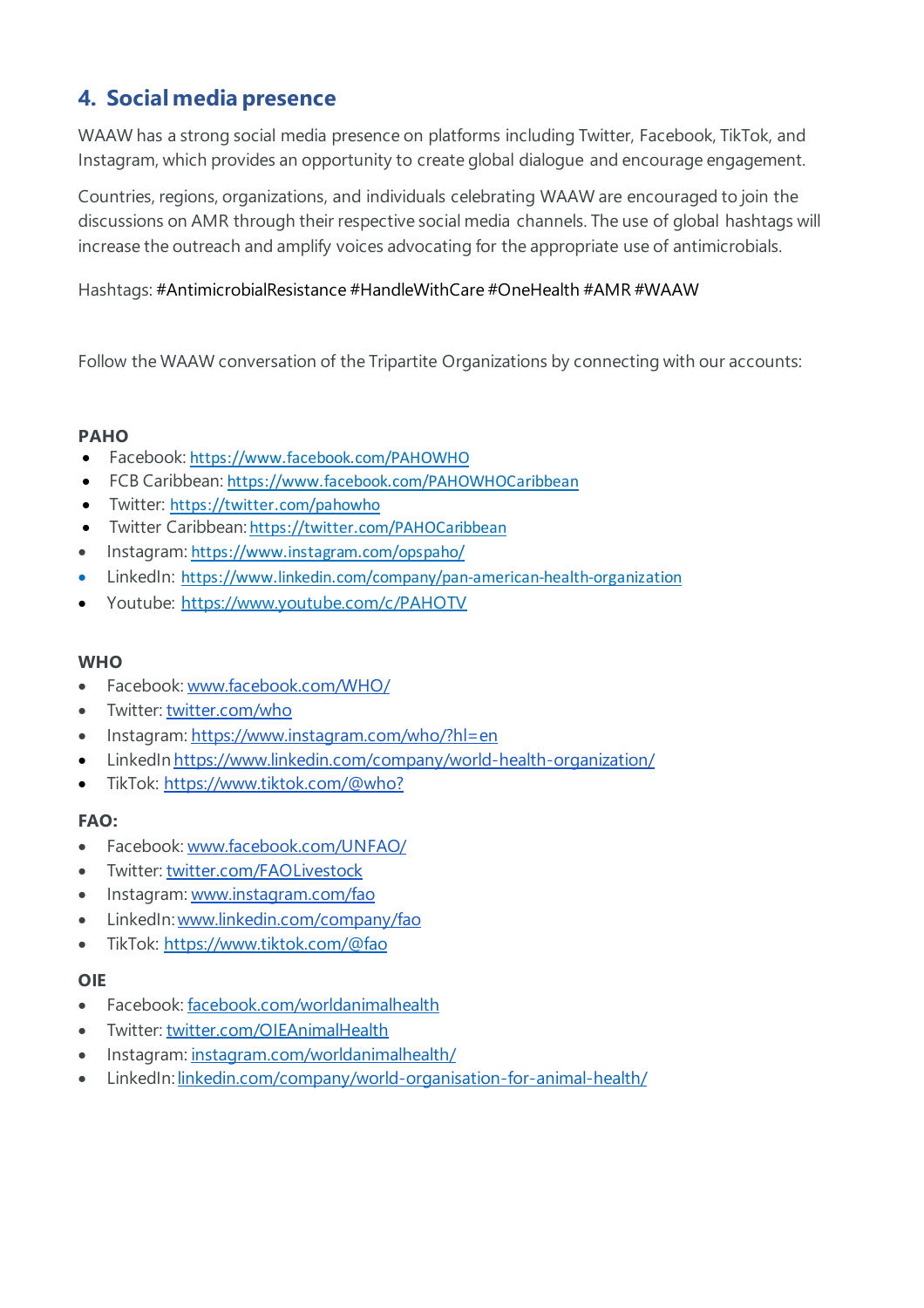## 4. Social media presence

WAAW has a strong social media presence on platforms including Twitter, Facebook, TikTok, and Instagram, which provides an opportunity to create global dialogue and encourage engagement.

Countries, regions, organizations, and individuals celebrating WAAW are encouraged to join the discussions on AMR through their respective social media channels. The use of global hashtags will increase the outreach and amplify voices advocating for the appropriate use of antimicrobials.

Hashtags: #AntimicrobialResistance #HandleWithCare #OneHealth #AMR #WAAW

Follow the WAAW conversation of the Tripartite Organizations by connecting with our accounts:

**PAHO**

- Facebook: https://www.facebook.com/PAHOWHO
- FCB Caribbean: https://www.facebook.com/PAHOWHOCaribbean
- Twitter: https://twitter.com/pahowho
- Twitter Caribbean: https://twitter.com/PAHOCaribbean
- Instagram: https://www.instagram.com/opspaho/
- LinkedIn: https://www.linkedin.com/company/pan-american-health-organization
- Youtube: https://www.youtube.com/c/PAHOTV

**WHO**

- Facebook: www.facebook.com/WHO/
- Twitter: twitter.com/who
- Instagram: https://www.instagram.com/who/?hl=en
- LinkedIn https://www.linkedin.com/company/world-health-organization/
- TikTok: https://www.tiktok.com/@who?

**FAO:**

- Facebook: www.facebook.com/UNFAO/
- Twitter: twitter.com/FAOLivestock
- Instagram: www.instagram.com/fao
- LinkedIn: www.linkedin.com/company/fao
- TikTok: https://www.tiktok.com/@fao

**OIE**

- Facebook: facebook.com/worldanimalhealth
- Twitter: twitter.com/OIEAnimalHealth
- Instagram: instagram.com/worldanimalhealth/
- LinkedIn: linkedin.com/company/world-organisation-for-animal-health/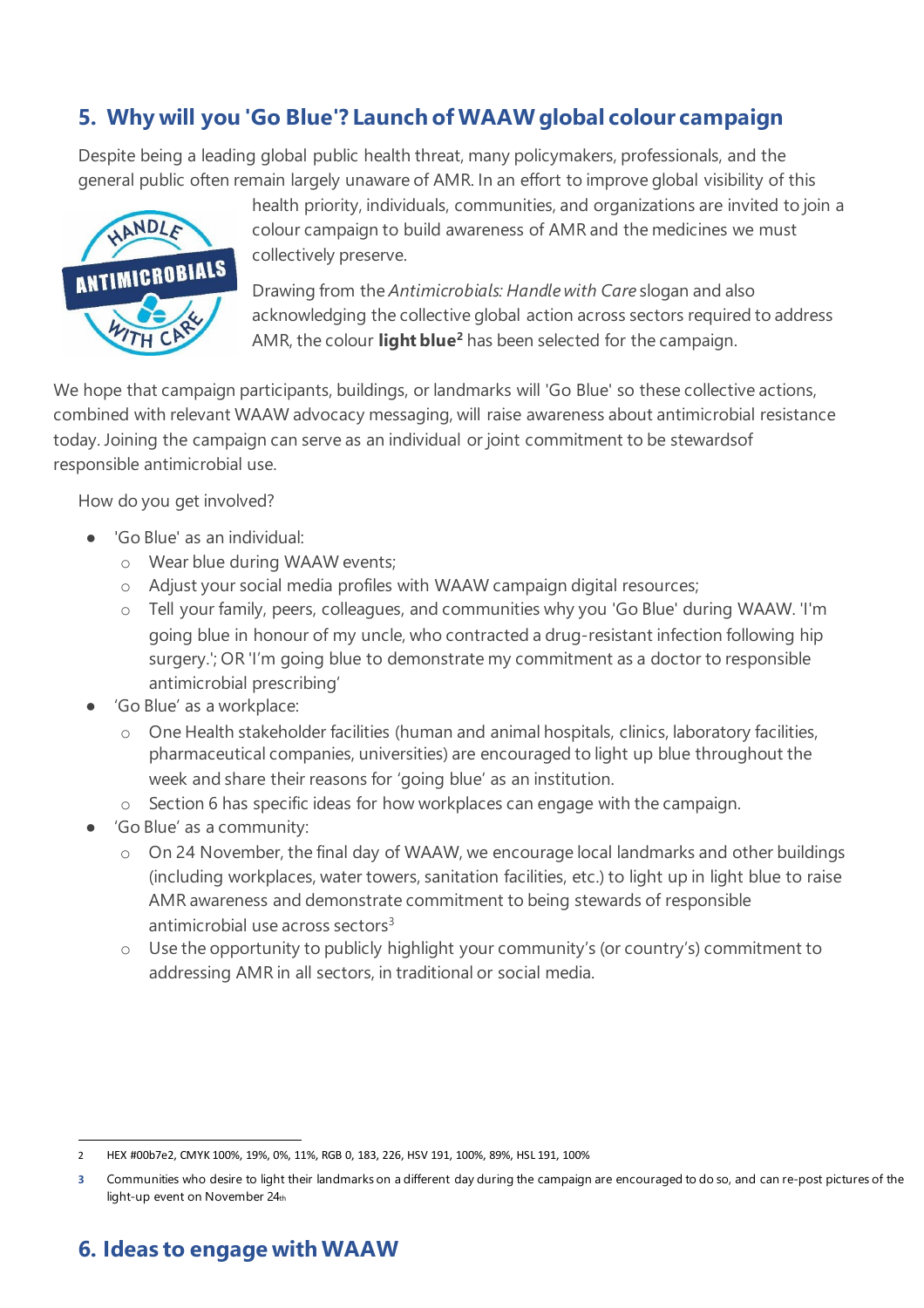## 5. Why will you 'Go Blue'? Launch of WAAW global colour campaign

Despite being a leading global public health threat, many policymakers, professionals, and the general public often remain largely unaware of AMR. In an effort to improve global visibility of this health priority, individuals, communities, and organizations are invited to join a colour campaign to build awareness of AMR and the medicines we must collectively preserve.

Drawing from the *Antimicrobials: Handle with Care* slogan and also acknowledging the collective global action across sectors required to address AMR, the colour **light blue**[2] has been selected for the campaign.

We hope that campaign participants, buildings, or landmarks will 'Go Blue' so these collective actions, combined with relevant WAAW advocacy messaging, will raise awareness about antimicrobial resistance today. Joining the campaign can serve as an individual or joint commitment to be stewardsof responsible antimicrobial use.

How do you get involved?

- 'Go Blue' as an individual:
  - Wear blue during WAAW events;
  - Adjust your social media profiles with WAAW campaign digital resources;
  - Tell your family, peers, colleagues, and communities why you 'Go Blue' during WAAW. 'I'm going blue in honour of my uncle, who contracted a drug-resistant infection following hip surgery.'; OR 'I'm going blue to demonstrate my commitment as a doctor to responsible antimicrobial prescribing'
- 'Go Blue' as a workplace:
  - One Health stakeholder facilities (human and animal hospitals, clinics, laboratory facilities, pharmaceutical companies, universities) are encouraged to light up blue throughout the week and share their reasons for 'going blue' as an institution.
  - Section 6 has specific ideas for how workplaces can engage with the campaign.
- 'Go Blue' as a community:
  - On 24 November, the final day of WAAW, we encourage local landmarks and other buildings (including workplaces, water towers, sanitation facilities, etc.) to light up in light blue to raise AMR awareness and demonstrate commitment to being stewards of responsible antimicrobial use across sectors[3]
  - Use the opportunity to publicly highlight your community's (or country's) commitment to addressing AMR in all sectors, in traditional or social media.

---

2 HEX #00b7e2, CMYK 100%, 19%, 0%, 11%, RGB 0, 183, 226, HSV 191, 100%, 89%, HSL 191, 100%

3 Communities who desire to light their landmarks on a different day during the campaign are encouraged to do so, and can re-post pictures of the light-up event on November 24th

## 6. Ideas to engage with WAAW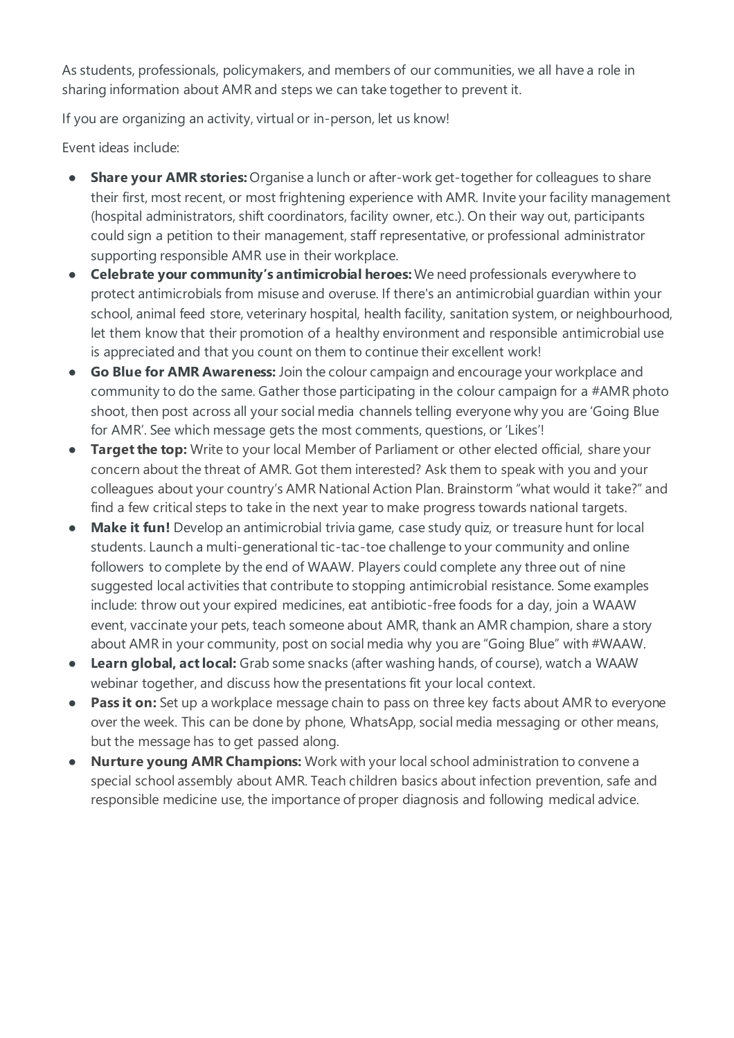As students, professionals, policymakers, and members of our communities, we all have a role in sharing information about AMR and steps we can take together to prevent it.

If you are organizing an activity, virtual or in-person, let us know!

Event ideas include:

- **Share your AMR stories:** Organise a lunch or after-work get-together for colleagues to share their first, most recent, or most frightening experience with AMR. Invite your facility management (hospital administrators, shift coordinators, facility owner, etc.). On their way out, participants could sign a petition to their management, staff representative, or professional administrator supporting responsible AMR use in their workplace.
- **Celebrate your community's antimicrobial heroes:** We need professionals everywhere to protect antimicrobials from misuse and overuse. If there's an antimicrobial guardian within your school, animal feed store, veterinary hospital, health facility, sanitation system, or neighbourhood, let them know that their promotion of a healthy environment and responsible antimicrobial use is appreciated and that you count on them to continue their excellent work!
- **Go Blue for AMR Awareness:** Join the colour campaign and encourage your workplace and community to do the same. Gather those participating in the colour campaign for a #AMR photo shoot, then post across all your social media channels telling everyone why you are 'Going Blue for AMR'. See which message gets the most comments, questions, or 'Likes'!
- **Target the top:** Write to your local Member of Parliament or other elected official, share your concern about the threat of AMR. Got them interested? Ask them to speak with you and your colleagues about your country's AMR National Action Plan. Brainstorm "what would it take?" and find a few critical steps to take in the next year to make progress towards national targets.
- **Make it fun!** Develop an antimicrobial trivia game, case study quiz, or treasure hunt for local students. Launch a multi-generational tic-tac-toe challenge to your community and online followers to complete by the end of WAAW. Players could complete any three out of nine suggested local activities that contribute to stopping antimicrobial resistance. Some examples include: throw out your expired medicines, eat antibiotic-free foods for a day, join a WAAW event, vaccinate your pets, teach someone about AMR, thank an AMR champion, share a story about AMR in your community, post on social media why you are "Going Blue" with #WAAW.
- **Learn global, act local:** Grab some snacks (after washing hands, of course), watch a WAAW webinar together, and discuss how the presentations fit your local context.
- **Pass it on:** Set up a workplace message chain to pass on three key facts about AMR to everyone over the week. This can be done by phone, WhatsApp, social media messaging or other means, but the message has to get passed along.
- **Nurture young AMR Champions:** Work with your local school administration to convene a special school assembly about AMR. Teach children basics about infection prevention, safe and responsible medicine use, the importance of proper diagnosis and following medical advice.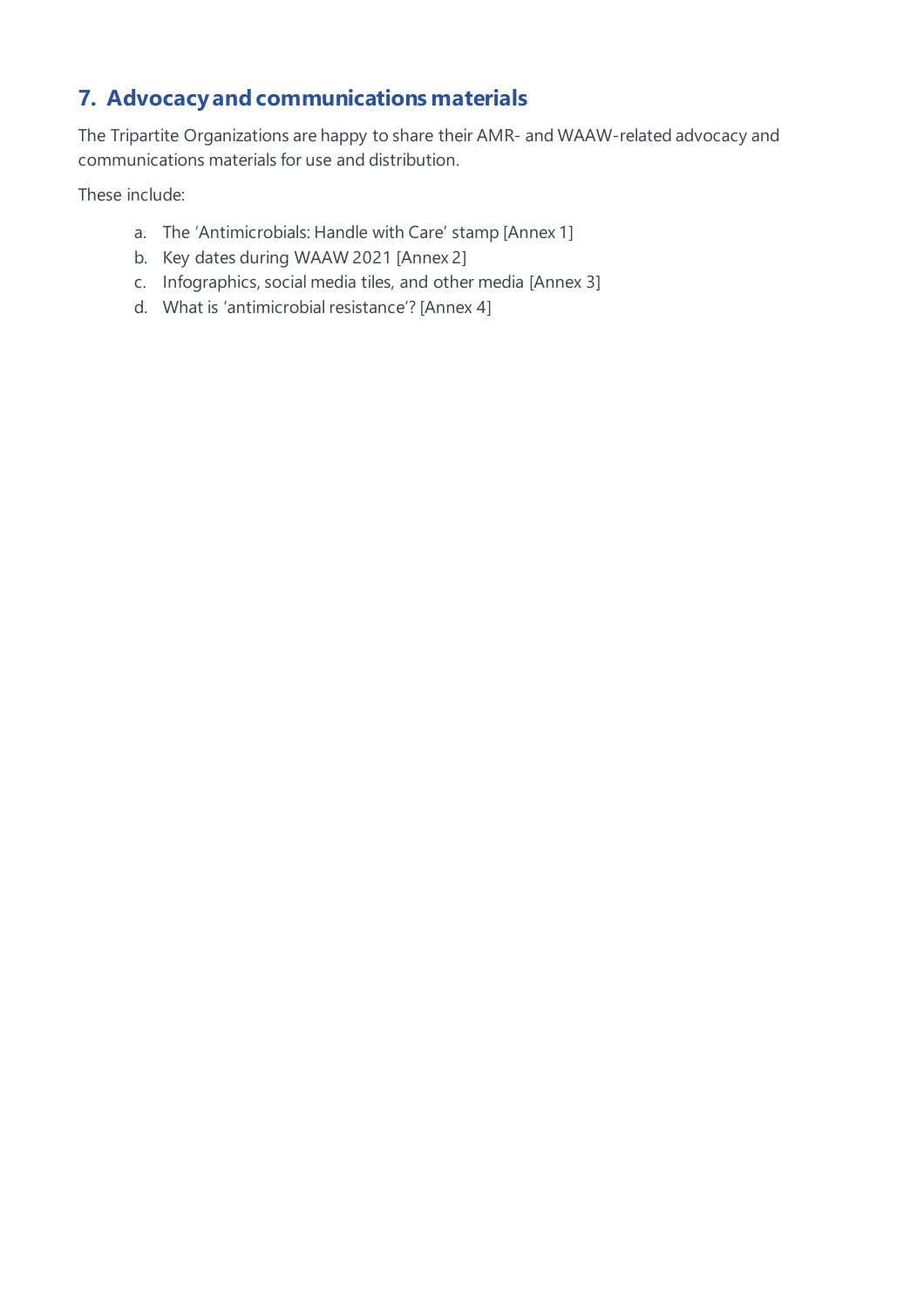## 7. Advocacy and communications materials

The Tripartite Organizations are happy to share their AMR- and WAAW-related advocacy and communications materials for use and distribution.

These include:

a. The 'Antimicrobials: Handle with Care' stamp [Annex 1]
b. Key dates during WAAW 2021 [Annex 2]
c. Infographics, social media tiles, and other media [Annex 3]
d. What is 'antimicrobial resistance'? [Annex 4]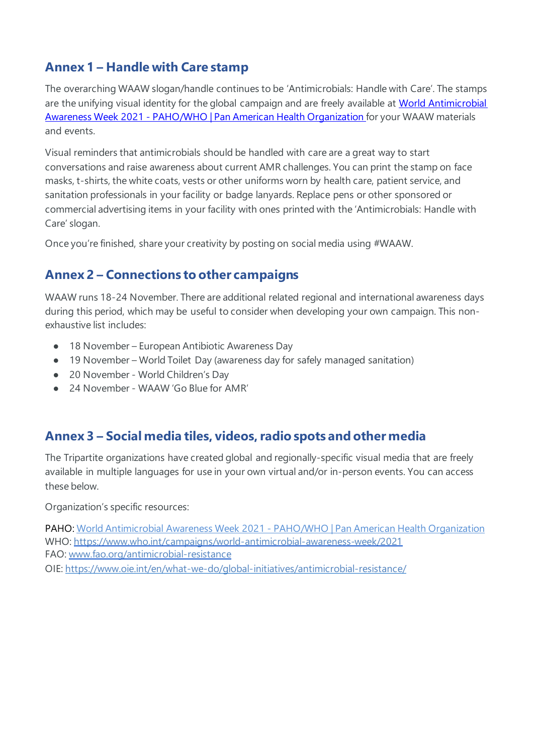## Annex 1 – Handle with Care stamp

The overarching WAAW slogan/handle continues to be 'Antimicrobials: Handle with Care'. The stamps are the unifying visual identity for the global campaign and are freely available at [World Antimicrobial Awareness Week 2021 - PAHO/WHO | Pan American Health Organization](#) for your WAAW materials and events.

Visual reminders that antimicrobials should be handled with care are a great way to start conversations and raise awareness about current AMR challenges. You can print the stamp on face masks, t-shirts, the white coats, vests or other uniforms worn by health care, patient service, and sanitation professionals in your facility or badge lanyards. Replace pens or other sponsored or commercial advertising items in your facility with ones printed with the 'Antimicrobials: Handle with Care' slogan.

Once you're finished, share your creativity by posting on social media using #WAAW.

## Annex 2 – Connections to other campaigns

WAAW runs 18-24 November. There are additional related regional and international awareness days during this period, which may be useful to consider when developing your own campaign. This non-exhaustive list includes:

- 18 November – European Antibiotic Awareness Day
- 19 November – World Toilet Day (awareness day for safely managed sanitation)
- 20 November - World Children's Day
- 24 November - WAAW 'Go Blue for AMR'

## Annex 3 – Social media tiles, videos, radio spots and other media

The Tripartite organizations have created global and regionally-specific visual media that are freely available in multiple languages for use in your own virtual and/or in-person events. You can access these below.

Organization's specific resources:

PAHO: [World Antimicrobial Awareness Week 2021 - PAHO/WHO | Pan American Health Organization](#)
WHO: https://www.who.int/campaigns/world-antimicrobial-awareness-week/2021
FAO: www.fao.org/antimicrobial-resistance
OIE: https://www.oie.int/en/what-we-do/global-initiatives/antimicrobial-resistance/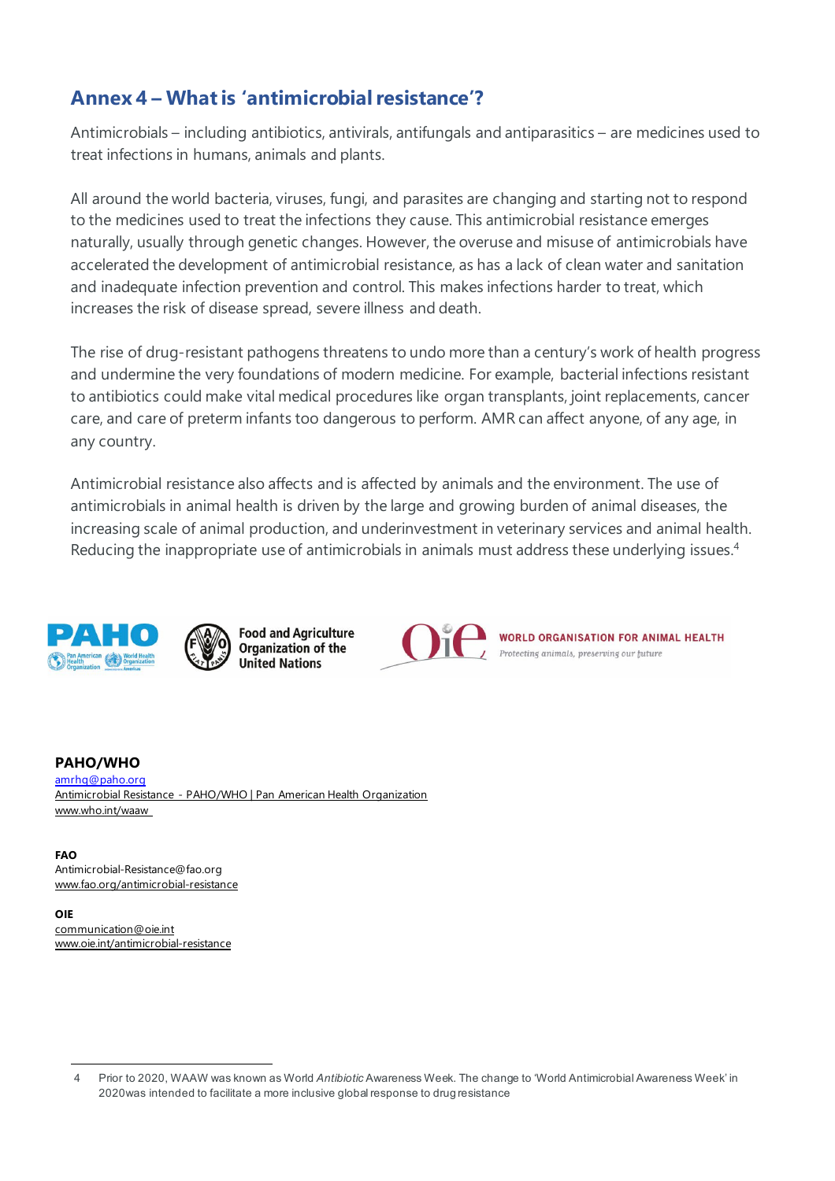## Annex 4 – What is 'antimicrobial resistance'?

Antimicrobials – including antibiotics, antivirals, antifungals and antiparasitics – are medicines used to treat infections in humans, animals and plants.

All around the world bacteria, viruses, fungi, and parasites are changing and starting not to respond to the medicines used to treat the infections they cause. This antimicrobial resistance emerges naturally, usually through genetic changes. However, the overuse and misuse of antimicrobials have accelerated the development of antimicrobial resistance, as has a lack of clean water and sanitation and inadequate infection prevention and control. This makes infections harder to treat, which increases the risk of disease spread, severe illness and death.

The rise of drug-resistant pathogens threatens to undo more than a century's work of health progress and undermine the very foundations of modern medicine. For example, bacterial infections resistant to antibiotics could make vital medical procedures like organ transplants, joint replacements, cancer care, and care of preterm infants too dangerous to perform. AMR can affect anyone, of any age, in any country.

Antimicrobial resistance also affects and is affected by animals and the environment. The use of antimicrobials in animal health is driven by the large and growing burden of animal diseases, the increasing scale of animal production, and underinvestment in veterinary services and animal health. Reducing the inappropriate use of antimicrobials in animals must address these underlying issues.[4]

PAHO Pan American Health Organization World Health Organization

Food and Agriculture Organization of the United Nations

OIE WORLD ORGANISATION FOR ANIMAL HEALTH *Protecting animals, preserving our future*

**PAHO/WHO**
amrhq@paho.org
Antimicrobial Resistance - PAHO/WHO | Pan American Health Organization
www.who.int/waaw

**FAO**
Antimicrobial-Resistance@fao.org
www.fao.org/antimicrobial-resistance

**OIE**
communication@oie.int
www.oie.int/antimicrobial-resistance

4 Prior to 2020, WAAW was known as World *Antibiotic* Awareness Week. The change to 'World Antimicrobial Awareness Week' in 2020was intended to facilitate a more inclusive global response to drug resistance